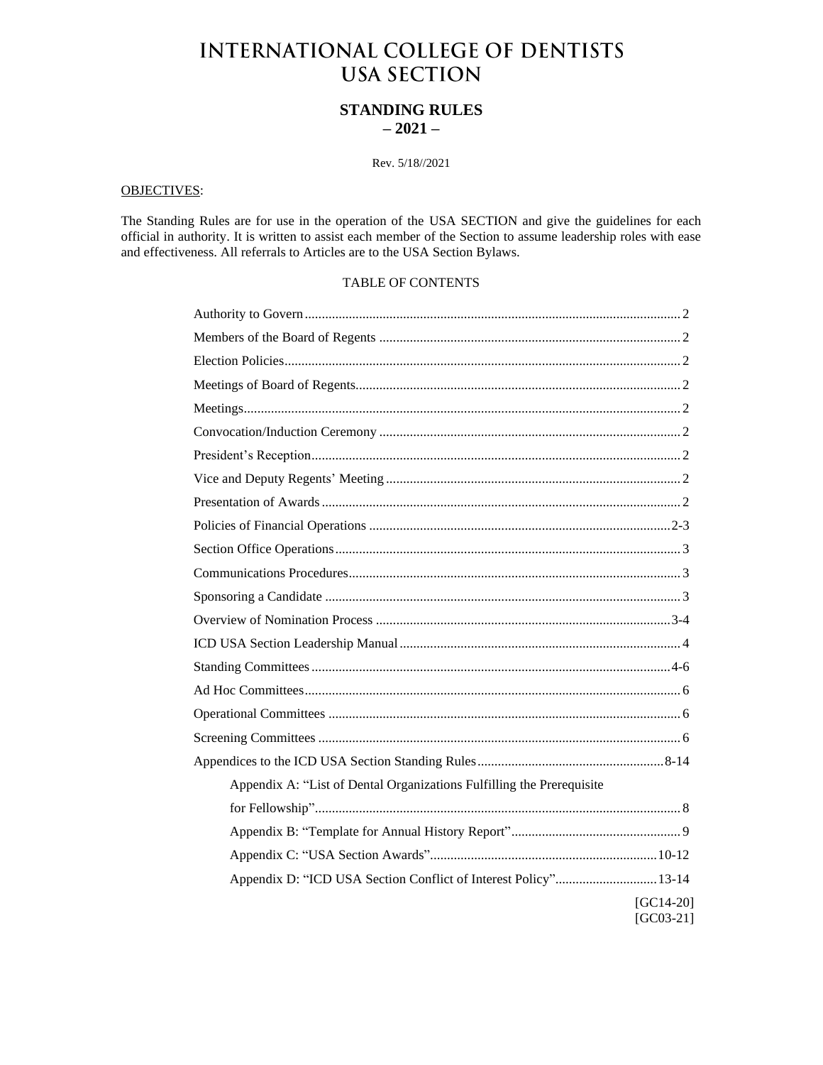# INTERNATIONAL COLLEGE OF DENTISTS USA SECTION

## STANDING RULES
## – 2021 –

Rev. 5/18//2021

OBJECTIVES:

The Standing Rules are for use in the operation of the USA SECTION and give the guidelines for each official in authority. It is written to assist each member of the Section to assume leadership roles with ease and effectiveness. All referrals to Articles are to the USA Section Bylaws.

TABLE OF CONTENTS

| | |
|---|---|
| Authority to Govern | 2 |
| Members of the Board of Regents | 2 |
| Election Policies | 2 |
| Meetings of Board of Regents | 2 |
| Meetings | 2 |
| Convocation/Induction Ceremony | 2 |
| President's Reception | 2 |
| Vice and Deputy Regents' Meeting | 2 |
| Presentation of Awards | 2 |
| Policies of Financial Operations | 2-3 |
| Section Office Operations | 3 |
| Communications Procedures | 3 |
| Sponsoring a Candidate | 3 |
| Overview of Nomination Process | 3-4 |
| ICD USA Section Leadership Manual | 4 |
| Standing Committees | 4-6 |
| Ad Hoc Committees | 6 |
| Operational Committees | 6 |
| Screening Committees | 6 |
| Appendices to the ICD USA Section Standing Rules | 8-14 |
| Appendix A: "List of Dental Organizations Fulfilling the Prerequisite for Fellowship" | 8 |
| Appendix B: "Template for Annual History Report" | 9 |
| Appendix C: "USA Section Awards" | 10-12 |
| Appendix D: "ICD USA Section Conflict of Interest Policy" | 13-14 |

[GC14-20]
[GC03-21]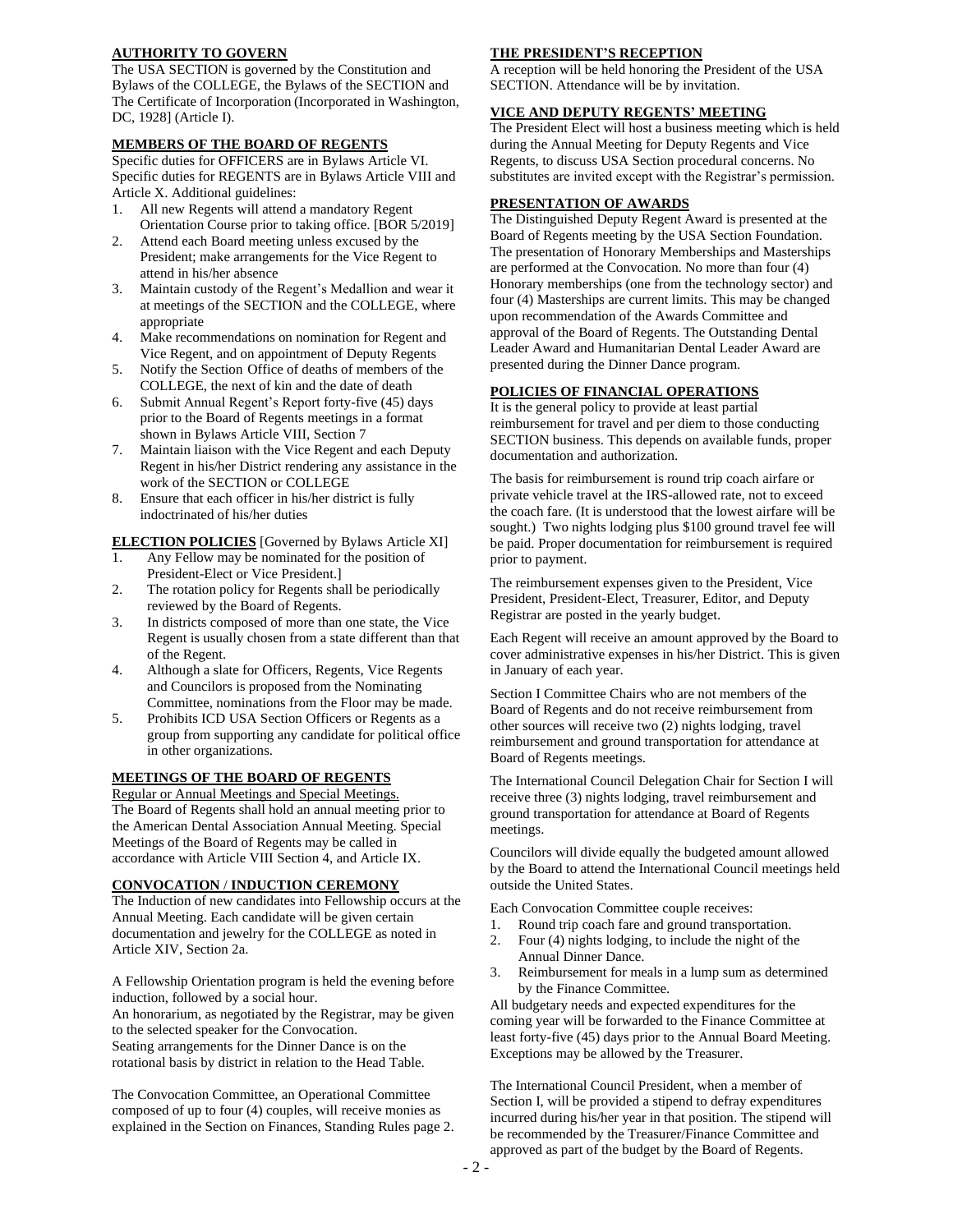## AUTHORITY TO GOVERN

The USA SECTION is governed by the Constitution and Bylaws of the COLLEGE, the Bylaws of the SECTION and The Certificate of Incorporation (Incorporated in Washington, DC, 1928] (Article I).

## MEMBERS OF THE BOARD OF REGENTS

Specific duties for OFFICERS are in Bylaws Article VI. Specific duties for REGENTS are in Bylaws Article VIII and Article X. Additional guidelines:

1. All new Regents will attend a mandatory Regent Orientation Course prior to taking office. [BOR 5/2019]
2. Attend each Board meeting unless excused by the President; make arrangements for the Vice Regent to attend in his/her absence
3. Maintain custody of the Regent's Medallion and wear it at meetings of the SECTION and the COLLEGE, where appropriate
4. Make recommendations on nomination for Regent and Vice Regent, and on appointment of Deputy Regents
5. Notify the Section Office of deaths of members of the COLLEGE, the next of kin and the date of death
6. Submit Annual Regent's Report forty-five (45) days prior to the Board of Regents meetings in a format shown in Bylaws Article VIII, Section 7
7. Maintain liaison with the Vice Regent and each Deputy Regent in his/her District rendering any assistance in the work of the SECTION or COLLEGE
8. Ensure that each officer in his/her district is fully indoctrinated of his/her duties

## ELECTION POLICIES [Governed by Bylaws Article XI]

1. Any Fellow may be nominated for the position of President-Elect or Vice President.]
2. The rotation policy for Regents shall be periodically reviewed by the Board of Regents.
3. In districts composed of more than one state, the Vice Regent is usually chosen from a state different than that of the Regent.
4. Although a slate for Officers, Regents, Vice Regents and Councilors is proposed from the Nominating Committee, nominations from the Floor may be made.
5. Prohibits ICD USA Section Officers or Regents as a group from supporting any candidate for political office in other organizations.

## MEETINGS OF THE BOARD OF REGENTS

Regular or Annual Meetings and Special Meetings.

The Board of Regents shall hold an annual meeting prior to the American Dental Association Annual Meeting. Special Meetings of the Board of Regents may be called in accordance with Article VIII Section 4, and Article IX.

## CONVOCATION / INDUCTION CEREMONY

The Induction of new candidates into Fellowship occurs at the Annual Meeting. Each candidate will be given certain documentation and jewelry for the COLLEGE as noted in Article XIV, Section 2a.

A Fellowship Orientation program is held the evening before induction, followed by a social hour.
An honorarium, as negotiated by the Registrar, may be given to the selected speaker for the Convocation.
Seating arrangements for the Dinner Dance is on the rotational basis by district in relation to the Head Table.

The Convocation Committee, an Operational Committee composed of up to four (4) couples, will receive monies as explained in the Section on Finances, Standing Rules page 2.

## THE PRESIDENT'S RECEPTION

A reception will be held honoring the President of the USA SECTION. Attendance will be by invitation.

## VICE AND DEPUTY REGENTS' MEETING

The President Elect will host a business meeting which is held during the Annual Meeting for Deputy Regents and Vice Regents, to discuss USA Section procedural concerns. No substitutes are invited except with the Registrar's permission.

## PRESENTATION OF AWARDS

The Distinguished Deputy Regent Award is presented at the Board of Regents meeting by the USA Section Foundation. The presentation of Honorary Memberships and Masterships are performed at the Convocation. No more than four (4) Honorary memberships (one from the technology sector) and four (4) Masterships are current limits. This may be changed upon recommendation of the Awards Committee and approval of the Board of Regents. The Outstanding Dental Leader Award and Humanitarian Dental Leader Award are presented during the Dinner Dance program.

## POLICIES OF FINANCIAL OPERATIONS

It is the general policy to provide at least partial reimbursement for travel and per diem to those conducting SECTION business. This depends on available funds, proper documentation and authorization.

The basis for reimbursement is round trip coach airfare or private vehicle travel at the IRS-allowed rate, not to exceed the coach fare. (It is understood that the lowest airfare will be sought.) Two nights lodging plus $100 ground travel fee will be paid. Proper documentation for reimbursement is required prior to payment.

The reimbursement expenses given to the President, Vice President, President-Elect, Treasurer, Editor, and Deputy Registrar are posted in the yearly budget.

Each Regent will receive an amount approved by the Board to cover administrative expenses in his/her District. This is given in January of each year.

Section I Committee Chairs who are not members of the Board of Regents and do not receive reimbursement from other sources will receive two (2) nights lodging, travel reimbursement and ground transportation for attendance at Board of Regents meetings.

The International Council Delegation Chair for Section I will receive three (3) nights lodging, travel reimbursement and ground transportation for attendance at Board of Regents meetings.

Councilors will divide equally the budgeted amount allowed by the Board to attend the International Council meetings held outside the United States.

Each Convocation Committee couple receives:

1. Round trip coach fare and ground transportation.
2. Four (4) nights lodging, to include the night of the Annual Dinner Dance.
3. Reimbursement for meals in a lump sum as determined by the Finance Committee.

All budgetary needs and expected expenditures for the coming year will be forwarded to the Finance Committee at least forty-five (45) days prior to the Annual Board Meeting. Exceptions may be allowed by the Treasurer.

The International Council President, when a member of Section I, will be provided a stipend to defray expenditures incurred during his/her year in that position. The stipend will be recommended by the Treasurer/Finance Committee and approved as part of the budget by the Board of Regents.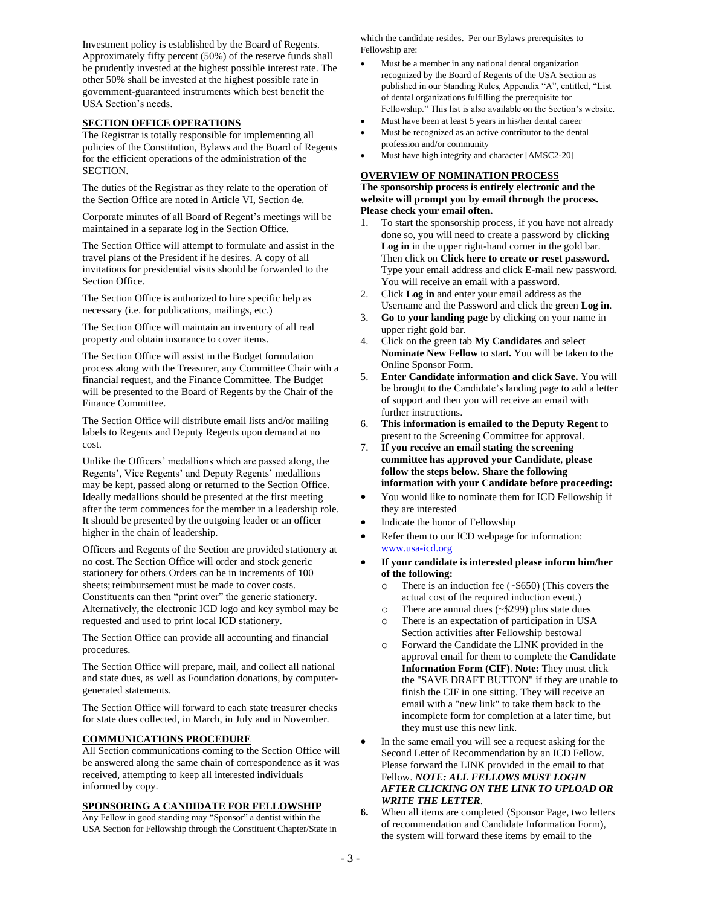Investment policy is established by the Board of Regents. Approximately fifty percent (50%) of the reserve funds shall be prudently invested at the highest possible interest rate. The other 50% shall be invested at the highest possible rate in government-guaranteed instruments which best benefit the USA Section's needs.

## SECTION OFFICE OPERATIONS

The Registrar is totally responsible for implementing all policies of the Constitution, Bylaws and the Board of Regents for the efficient operations of the administration of the SECTION.

The duties of the Registrar as they relate to the operation of the Section Office are noted in Article VI, Section 4e.

Corporate minutes of all Board of Regent's meetings will be maintained in a separate log in the Section Office.

The Section Office will attempt to formulate and assist in the travel plans of the President if he desires. A copy of all invitations for presidential visits should be forwarded to the Section Office.

The Section Office is authorized to hire specific help as necessary (i.e. for publications, mailings, etc.)

The Section Office will maintain an inventory of all real property and obtain insurance to cover items.

The Section Office will assist in the Budget formulation process along with the Treasurer, any Committee Chair with a financial request, and the Finance Committee. The Budget will be presented to the Board of Regents by the Chair of the Finance Committee.

The Section Office will distribute email lists and/or mailing labels to Regents and Deputy Regents upon demand at no cost.

Unlike the Officers' medallions which are passed along, the Regents', Vice Regents' and Deputy Regents' medallions may be kept, passed along or returned to the Section Office. Ideally medallions should be presented at the first meeting after the term commences for the member in a leadership role. It should be presented by the outgoing leader or an officer higher in the chain of leadership.

Officers and Regents of the Section are provided stationery at no cost. The Section Office will order and stock generic stationery for others. Orders can be in increments of 100 sheets; reimbursement must be made to cover costs. Constituents can then "print over" the generic stationery. Alternatively, the electronic ICD logo and key symbol may be requested and used to print local ICD stationery.

The Section Office can provide all accounting and financial procedures.

The Section Office will prepare, mail, and collect all national and state dues, as well as Foundation donations, by computer-generated statements.

The Section Office will forward to each state treasurer checks for state dues collected, in March, in July and in November.

## COMMUNICATIONS PROCEDURE

All Section communications coming to the Section Office will be answered along the same chain of correspondence as it was received, attempting to keep all interested individuals informed by copy.

## SPONSORING A CANDIDATE FOR FELLOWSHIP

Any Fellow in good standing may "Sponsor" a dentist within the USA Section for Fellowship through the Constituent Chapter/State in which the candidate resides. Per our Bylaws prerequisites to Fellowship are:

- Must be a member in any national dental organization recognized by the Board of Regents of the USA Section as published in our Standing Rules, Appendix "A", entitled, "List of dental organizations fulfilling the prerequisite for Fellowship." This list is also available on the Section's website.
- Must have been at least 5 years in his/her dental career
- Must be recognized as an active contributor to the dental profession and/or community
- Must have high integrity and character [AMSC2-20]

## OVERVIEW OF NOMINATION PROCESS

**The sponsorship process is entirely electronic and the website will prompt you by email through the process. Please check your email often.**

1. To start the sponsorship process, if you have not already done so, you will need to create a password by clicking **Log in** in the upper right-hand corner in the gold bar. Then click on **Click here to create or reset password.** Type your email address and click E-mail new password. You will receive an email with a password.
2. Click **Log in** and enter your email address as the Username and the Password and click the green **Log in**.
3. **Go to your landing page** by clicking on your name in upper right gold bar.
4. Click on the green tab **My Candidates** and select **Nominate New Fellow** to start**.** You will be taken to the Online Sponsor Form.
5. **Enter Candidate information and click Save.** You will be brought to the Candidate's landing page to add a letter of support and then you will receive an email with further instructions.
6. **This information is emailed to the Deputy Regent** to present to the Screening Committee for approval.
7. **If you receive an email stating the screening committee has approved your Candidate, please follow the steps below. Share the following information with your Candidate before proceeding:**

- You would like to nominate them for ICD Fellowship if they are interested
- Indicate the honor of Fellowship
- Refer them to our ICD webpage for information: www.usa-icd.org
- **If your candidate is interested please inform him/her of the following:**
  - There is an induction fee (~$650) (This covers the actual cost of the required induction event.)
  - There are annual dues (~$299) plus state dues
  - There is an expectation of participation in USA Section activities after Fellowship bestowal
  - Forward the Candidate the LINK provided in the approval email for them to complete the **Candidate Information Form (CIF)**. **Note:** They must click the "SAVE DRAFT BUTTON" if they are unable to finish the CIF in one sitting. They will receive an email with a "new link" to take them back to the incomplete form for completion at a later time, but they must use this new link.
- In the same email you will see a request asking for the Second Letter of Recommendation by an ICD Fellow. Please forward the LINK provided in the email to that Fellow. ***NOTE: ALL FELLOWS MUST LOGIN AFTER CLICKING ON THE LINK TO UPLOAD OR WRITE THE LETTER***.

**6.** When all items are completed (Sponsor Page, two letters of recommendation and Candidate Information Form), the system will forward these items by email to the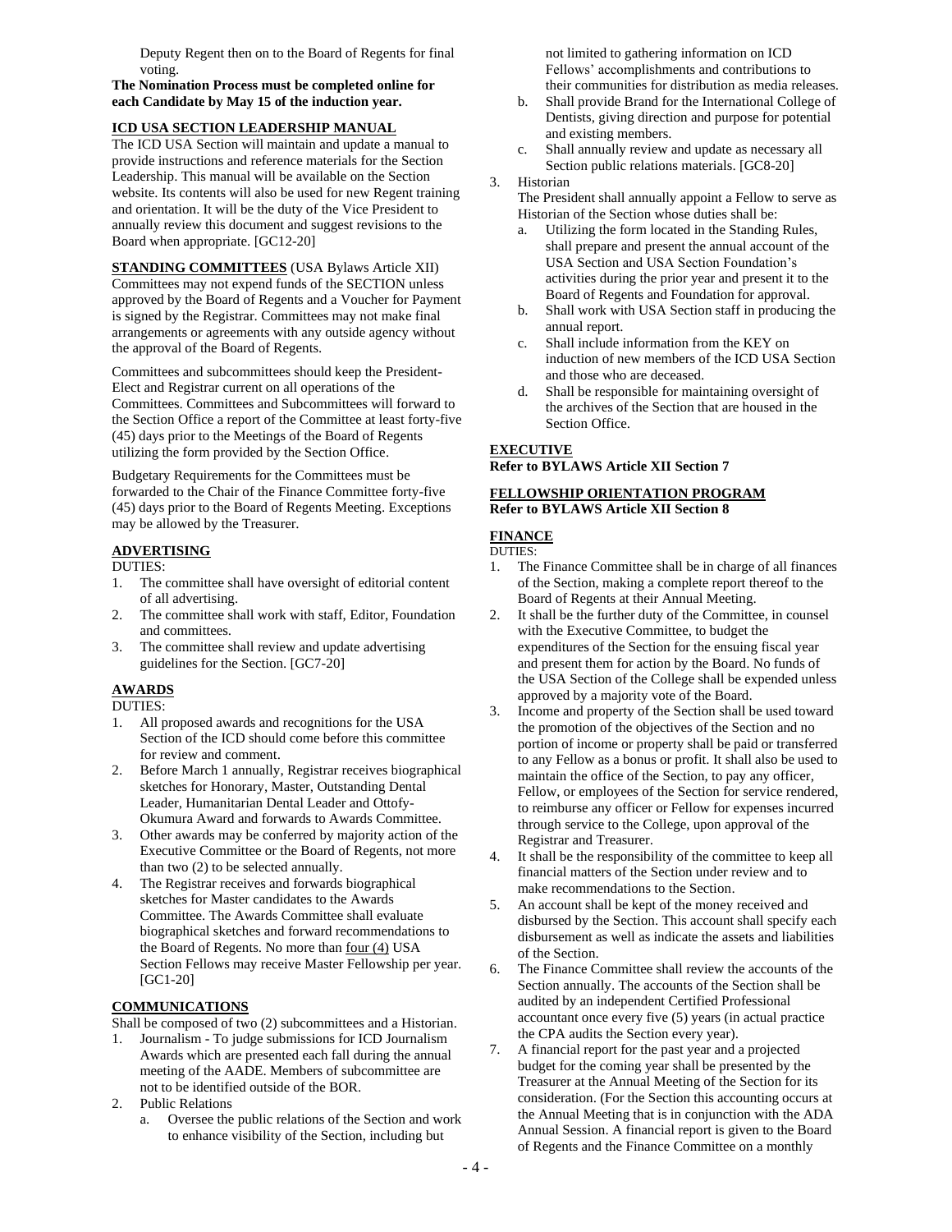Deputy Regent then on to the Board of Regents for final voting.

**The Nomination Process must be completed online for each Candidate by May 15 of the induction year.**

## ICD USA SECTION LEADERSHIP MANUAL

The ICD USA Section will maintain and update a manual to provide instructions and reference materials for the Section Leadership. This manual will be available on the Section website. Its contents will also be used for new Regent training and orientation. It will be the duty of the Vice President to annually review this document and suggest revisions to the Board when appropriate. [GC12-20]

## STANDING COMMITTEES (USA Bylaws Article XII)

Committees may not expend funds of the SECTION unless approved by the Board of Regents and a Voucher for Payment is signed by the Registrar. Committees may not make final arrangements or agreements with any outside agency without the approval of the Board of Regents.

Committees and subcommittees should keep the President-Elect and Registrar current on all operations of the Committees. Committees and Subcommittees will forward to the Section Office a report of the Committee at least forty-five (45) days prior to the Meetings of the Board of Regents utilizing the form provided by the Section Office.

Budgetary Requirements for the Committees must be forwarded to the Chair of the Finance Committee forty-five (45) days prior to the Board of Regents Meeting. Exceptions may be allowed by the Treasurer.

### ADVERTISING

DUTIES:

1. The committee shall have oversight of editorial content of all advertising.
2. The committee shall work with staff, Editor, Foundation and committees.
3. The committee shall review and update advertising guidelines for the Section. [GC7-20]

### AWARDS

DUTIES:

1. All proposed awards and recognitions for the USA Section of the ICD should come before this committee for review and comment.
2. Before March 1 annually, Registrar receives biographical sketches for Honorary, Master, Outstanding Dental Leader, Humanitarian Dental Leader and Ottofy-Okumura Award and forwards to Awards Committee.
3. Other awards may be conferred by majority action of the Executive Committee or the Board of Regents, not more than two (2) to be selected annually.
4. The Registrar receives and forwards biographical sketches for Master candidates to the Awards Committee. The Awards Committee shall evaluate biographical sketches and forward recommendations to the Board of Regents. No more than four (4) USA Section Fellows may receive Master Fellowship per year. [GC1-20]

### COMMUNICATIONS

Shall be composed of two (2) subcommittees and a Historian.

1. Journalism - To judge submissions for ICD Journalism Awards which are presented each fall during the annual meeting of the AADE. Members of subcommittee are not to be identified outside of the BOR.
2. Public Relations
   a. Oversee the public relations of the Section and work to enhance visibility of the Section, including but not limited to gathering information on ICD Fellows' accomplishments and contributions to their communities for distribution as media releases.
   b. Shall provide Brand for the International College of Dentists, giving direction and purpose for potential and existing members.
   c. Shall annually review and update as necessary all Section public relations materials. [GC8-20]
3. Historian
   The President shall annually appoint a Fellow to serve as Historian of the Section whose duties shall be:
   a. Utilizing the form located in the Standing Rules, shall prepare and present the annual account of the USA Section and USA Section Foundation's activities during the prior year and present it to the Board of Regents and Foundation for approval.
   b. Shall work with USA Section staff in producing the annual report.
   c. Shall include information from the KEY on induction of new members of the ICD USA Section and those who are deceased.
   d. Shall be responsible for maintaining oversight of the archives of the Section that are housed in the Section Office.

### EXECUTIVE

**Refer to BYLAWS Article XII Section 7**

### FELLOWSHIP ORIENTATION PROGRAM

**Refer to BYLAWS Article XII Section 8**

### FINANCE

DUTIES:

1. The Finance Committee shall be in charge of all finances of the Section, making a complete report thereof to the Board of Regents at their Annual Meeting.
2. It shall be the further duty of the Committee, in counsel with the Executive Committee, to budget the expenditures of the Section for the ensuing fiscal year and present them for action by the Board. No funds of the USA Section of the College shall be expended unless approved by a majority vote of the Board.
3. Income and property of the Section shall be used toward the promotion of the objectives of the Section and no portion of income or property shall be paid or transferred to any Fellow as a bonus or profit. It shall also be used to maintain the office of the Section, to pay any officer, Fellow, or employees of the Section for service rendered, to reimburse any officer or Fellow for expenses incurred through service to the College, upon approval of the Registrar and Treasurer.
4. It shall be the responsibility of the committee to keep all financial matters of the Section under review and to make recommendations to the Section.
5. An account shall be kept of the money received and disbursed by the Section. This account shall specify each disbursement as well as indicate the assets and liabilities of the Section.
6. The Finance Committee shall review the accounts of the Section annually. The accounts of the Section shall be audited by an independent Certified Professional accountant once every five (5) years (in actual practice the CPA audits the Section every year).
7. A financial report for the past year and a projected budget for the coming year shall be presented by the Treasurer at the Annual Meeting of the Section for its consideration. (For the Section this accounting occurs at the Annual Meeting that is in conjunction with the ADA Annual Session. A financial report is given to the Board of Regents and the Finance Committee on a monthly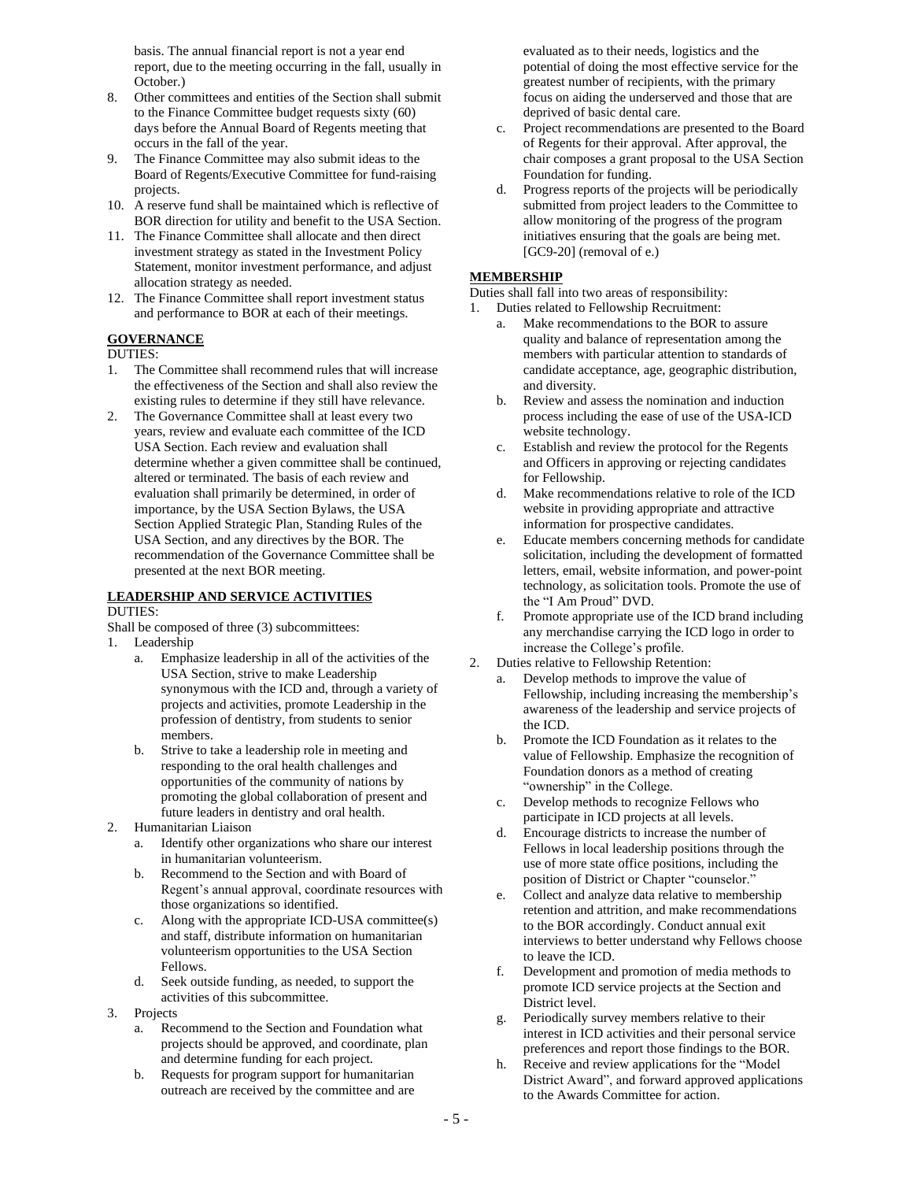basis. The annual financial report is not a year end report, due to the meeting occurring in the fall, usually in October.)

8. Other committees and entities of the Section shall submit to the Finance Committee budget requests sixty (60) days before the Annual Board of Regents meeting that occurs in the fall of the year.
9. The Finance Committee may also submit ideas to the Board of Regents/Executive Committee for fund-raising projects.
10. A reserve fund shall be maintained which is reflective of BOR direction for utility and benefit to the USA Section.
11. The Finance Committee shall allocate and then direct investment strategy as stated in the Investment Policy Statement, monitor investment performance, and adjust allocation strategy as needed.
12. The Finance Committee shall report investment status and performance to BOR at each of their meetings.

**GOVERNANCE**

DUTIES:

1. The Committee shall recommend rules that will increase the effectiveness of the Section and shall also review the existing rules to determine if they still have relevance.
2. The Governance Committee shall at least every two years, review and evaluate each committee of the ICD USA Section. Each review and evaluation shall determine whether a given committee shall be continued, altered or terminated. The basis of each review and evaluation shall primarily be determined, in order of importance, by the USA Section Bylaws, the USA Section Applied Strategic Plan, Standing Rules of the USA Section, and any directives by the BOR. The recommendation of the Governance Committee shall be presented at the next BOR meeting.

**LEADERSHIP AND SERVICE ACTIVITIES**

DUTIES:

Shall be composed of three (3) subcommittees:

1. Leadership
   a. Emphasize leadership in all of the activities of the USA Section, strive to make Leadership synonymous with the ICD and, through a variety of projects and activities, promote Leadership in the profession of dentistry, from students to senior members.
   b. Strive to take a leadership role in meeting and responding to the oral health challenges and opportunities of the community of nations by promoting the global collaboration of present and future leaders in dentistry and oral health.
2. Humanitarian Liaison
   a. Identify other organizations who share our interest in humanitarian volunteerism.
   b. Recommend to the Section and with Board of Regent's annual approval, coordinate resources with those organizations so identified.
   c. Along with the appropriate ICD-USA committee(s) and staff, distribute information on humanitarian volunteerism opportunities to the USA Section Fellows.
   d. Seek outside funding, as needed, to support the activities of this subcommittee.
3. Projects
   a. Recommend to the Section and Foundation what projects should be approved, and coordinate, plan and determine funding for each project.
   b. Requests for program support for humanitarian outreach are received by the committee and are evaluated as to their needs, logistics and the potential of doing the most effective service for the greatest number of recipients, with the primary focus on aiding the underserved and those that are deprived of basic dental care.
   c. Project recommendations are presented to the Board of Regents for their approval. After approval, the chair composes a grant proposal to the USA Section Foundation for funding.
   d. Progress reports of the projects will be periodically submitted from project leaders to the Committee to allow monitoring of the progress of the program initiatives ensuring that the goals are being met. [GC9-20] (removal of e.)

**MEMBERSHIP**

Duties shall fall into two areas of responsibility:

1. Duties related to Fellowship Recruitment:
   a. Make recommendations to the BOR to assure quality and balance of representation among the members with particular attention to standards of candidate acceptance, age, geographic distribution, and diversity.
   b. Review and assess the nomination and induction process including the ease of use of the USA-ICD website technology.
   c. Establish and review the protocol for the Regents and Officers in approving or rejecting candidates for Fellowship.
   d. Make recommendations relative to role of the ICD website in providing appropriate and attractive information for prospective candidates.
   e. Educate members concerning methods for candidate solicitation, including the development of formatted letters, email, website information, and power-point technology, as solicitation tools. Promote the use of the "I Am Proud" DVD.
   f. Promote appropriate use of the ICD brand including any merchandise carrying the ICD logo in order to increase the College's profile.
2. Duties relative to Fellowship Retention:
   a. Develop methods to improve the value of Fellowship, including increasing the membership's awareness of the leadership and service projects of the ICD.
   b. Promote the ICD Foundation as it relates to the value of Fellowship. Emphasize the recognition of Foundation donors as a method of creating "ownership" in the College.
   c. Develop methods to recognize Fellows who participate in ICD projects at all levels.
   d. Encourage districts to increase the number of Fellows in local leadership positions through the use of more state office positions, including the position of District or Chapter "counselor."
   e. Collect and analyze data relative to membership retention and attrition, and make recommendations to the BOR accordingly. Conduct annual exit interviews to better understand why Fellows choose to leave the ICD.
   f. Development and promotion of media methods to promote ICD service projects at the Section and District level.
   g. Periodically survey members relative to their interest in ICD activities and their personal service preferences and report those findings to the BOR.
   h. Receive and review applications for the "Model District Award", and forward approved applications to the Awards Committee for action.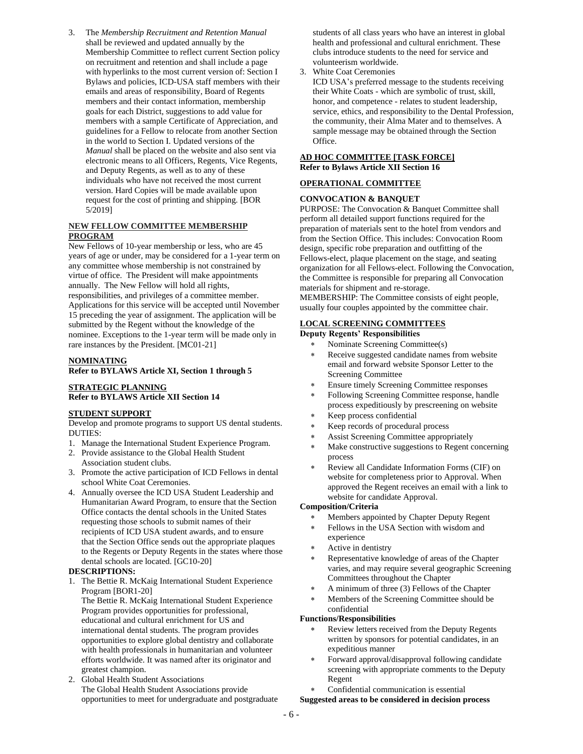3. The *Membership Recruitment and Retention Manual* shall be reviewed and updated annually by the Membership Committee to reflect current Section policy on recruitment and retention and shall include a page with hyperlinks to the most current version of: Section I Bylaws and policies, ICD-USA staff members with their emails and areas of responsibility, Board of Regents members and their contact information, membership goals for each District, suggestions to add value for members with a sample Certificate of Appreciation, and guidelines for a Fellow to relocate from another Section in the world to Section I. Updated versions of the *Manual* shall be placed on the website and also sent via electronic means to all Officers, Regents, Vice Regents, and Deputy Regents, as well as to any of these individuals who have not received the most current version. Hard Copies will be made available upon request for the cost of printing and shipping. [BOR 5/2019]

**NEW FELLOW COMMITTEE MEMBERSHIP PROGRAM**

New Fellows of 10-year membership or less, who are 45 years of age or under, may be considered for a 1-year term on any committee whose membership is not constrained by virtue of office. The President will make appointments annually. The New Fellow will hold all rights, responsibilities, and privileges of a committee member. Applications for this service will be accepted until November 15 preceding the year of assignment. The application will be submitted by the Regent without the knowledge of the nominee. Exceptions to the 1-year term will be made only in rare instances by the President. [MC01-21]

**NOMINATING**

**Refer to BYLAWS Article XI, Section 1 through 5**

**STRATEGIC PLANNING**

**Refer to BYLAWS Article XII Section 14**

**STUDENT SUPPORT**

Develop and promote programs to support US dental students.

DUTIES:

1. Manage the International Student Experience Program.
2. Provide assistance to the Global Health Student Association student clubs.
3. Promote the active participation of ICD Fellows in dental school White Coat Ceremonies.
4. Annually oversee the ICD USA Student Leadership and Humanitarian Award Program, to ensure that the Section Office contacts the dental schools in the United States requesting those schools to submit names of their recipients of ICD USA student awards, and to ensure that the Section Office sends out the appropriate plaques to the Regents or Deputy Regents in the states where those dental schools are located. [GC10-20]

**DESCRIPTIONS:**

1. The Bettie R. McKaig International Student Experience Program [BOR1-20]
   The Bettie R. McKaig International Student Experience Program provides opportunities for professional, educational and cultural enrichment for US and international dental students. The program provides opportunities to explore global dentistry and collaborate with health professionals in humanitarian and volunteer efforts worldwide. It was named after its originator and greatest champion.
2. Global Health Student Associations
   The Global Health Student Associations provide opportunities to meet for undergraduate and postgraduate students of all class years who have an interest in global health and professional and cultural enrichment. These clubs introduce students to the need for service and volunteerism worldwide.
3. White Coat Ceremonies
   ICD USA's preferred message to the students receiving their White Coats - which are symbolic of trust, skill, honor, and competence - relates to student leadership, service, ethics, and responsibility to the Dental Profession, the community, their Alma Mater and to themselves. A sample message may be obtained through the Section Office.

**AD HOC COMMITTEE [TASK FORCE]**

**Refer to Bylaws Article XII Section 16**

**OPERATIONAL COMMITTEE**

**CONVOCATION & BANQUET**

PURPOSE: The Convocation & Banquet Committee shall perform all detailed support functions required for the preparation of materials sent to the hotel from vendors and from the Section Office. This includes: Convocation Room design, specific robe preparation and outfitting of the Fellows-elect, plaque placement on the stage, and seating organization for all Fellows-elect. Following the Convocation, the Committee is responsible for preparing all Convocation materials for shipment and re-storage.

MEMBERSHIP: The Committee consists of eight people, usually four couples appointed by the committee chair.

**LOCAL SCREENING COMMITTEES**

**Deputy Regents' Responsibilities**

- Nominate Screening Committee(s)
- Receive suggested candidate names from website email and forward website Sponsor Letter to the Screening Committee
- Ensure timely Screening Committee responses
- Following Screening Committee response, handle process expeditiously by prescreening on website
- Keep process confidential
- Keep records of procedural process
- Assist Screening Committee appropriately
- Make constructive suggestions to Regent concerning process
- Review all Candidate Information Forms (CIF) on website for completeness prior to Approval. When approved the Regent receives an email with a link to website for candidate Approval.

**Composition/Criteria**

- Members appointed by Chapter Deputy Regent
- Fellows in the USA Section with wisdom and experience
- Active in dentistry
- Representative knowledge of areas of the Chapter varies, and may require several geographic Screening Committees throughout the Chapter
- A minimum of three (3) Fellows of the Chapter
- Members of the Screening Committee should be confidential

**Functions/Responsibilities**

- Review letters received from the Deputy Regents written by sponsors for potential candidates, in an expeditious manner
- Forward approval/disapproval following candidate screening with appropriate comments to the Deputy Regent
- Confidential communication is essential

**Suggested areas to be considered in decision process**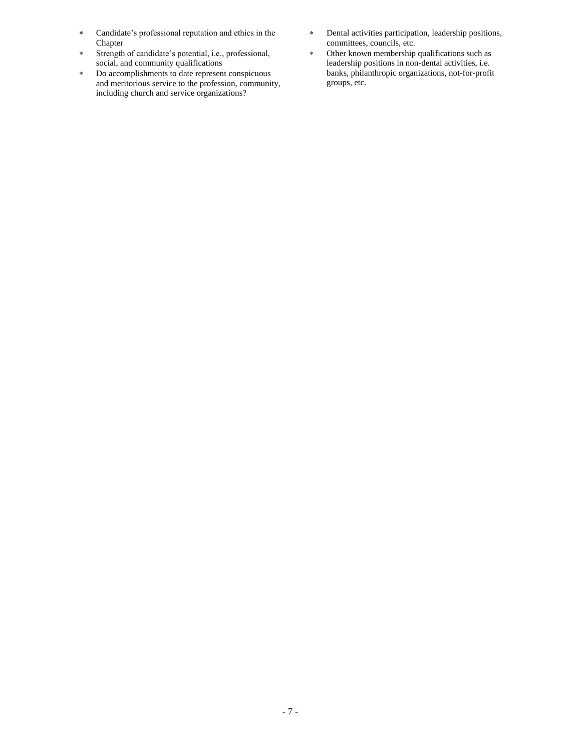- Candidate's professional reputation and ethics in the Chapter
- Strength of candidate's potential, i.e., professional, social, and community qualifications
- Do accomplishments to date represent conspicuous and meritorious service to the profession, community, including church and service organizations?
- Dental activities participation, leadership positions, committees, councils, etc.
- Other known membership qualifications such as leadership positions in non-dental activities, i.e. banks, philanthropic organizations, not-for-profit groups, etc.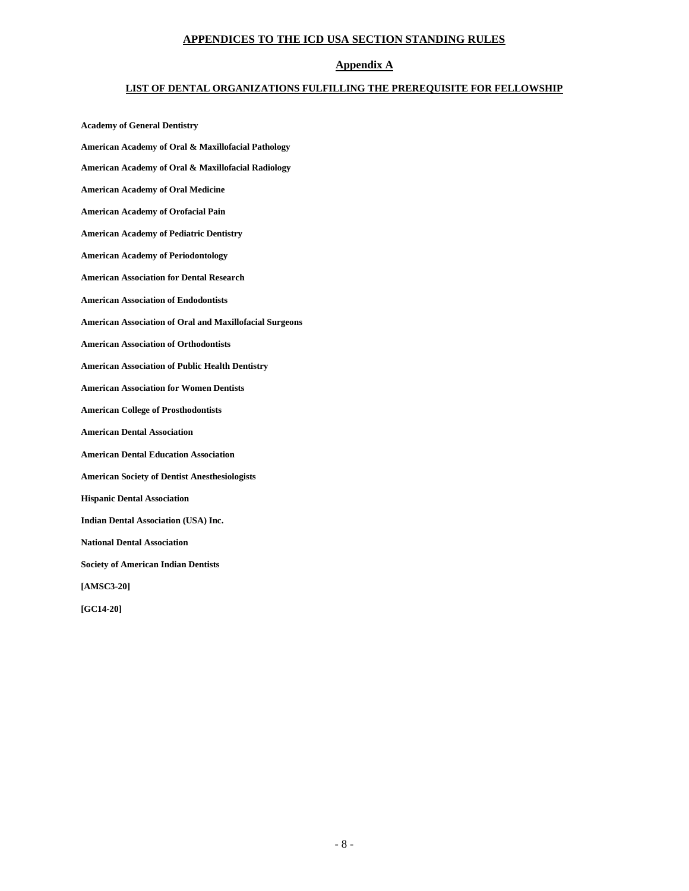# APPENDICES TO THE ICD USA SECTION STANDING RULES

## Appendix A

### LIST OF DENTAL ORGANIZATIONS FULFILLING THE PREREQUISITE FOR FELLOWSHIP

**Academy of General Dentistry**

**American Academy of Oral & Maxillofacial Pathology**

**American Academy of Oral & Maxillofacial Radiology**

**American Academy of Oral Medicine**

**American Academy of Orofacial Pain**

**American Academy of Pediatric Dentistry**

**American Academy of Periodontology**

**American Association for Dental Research**

**American Association of Endodontists**

**American Association of Oral and Maxillofacial Surgeons**

**American Association of Orthodontists**

**American Association of Public Health Dentistry**

**American Association for Women Dentists**

**American College of Prosthodontists**

**American Dental Association**

**American Dental Education Association**

**American Society of Dentist Anesthesiologists**

**Hispanic Dental Association**

**Indian Dental Association (USA) Inc.**

**National Dental Association**

**Society of American Indian Dentists**

**[AMSC3-20]**

**[GC14-20]**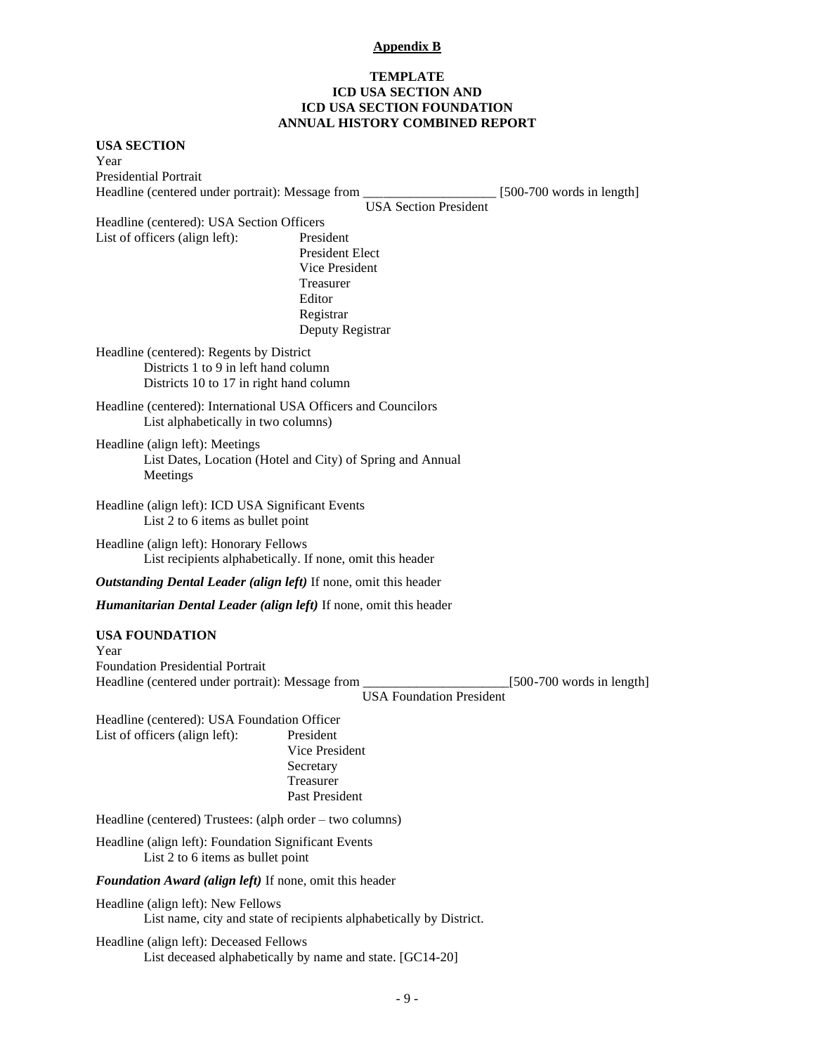**Appendix B**

**TEMPLATE**
**ICD USA SECTION AND**
**ICD USA SECTION FOUNDATION**
**ANNUAL HISTORY COMBINED REPORT**

**USA SECTION**

Year

Presidential Portrait

Headline (centered under portrait): Message from ____________________ [500-700 words in length]
USA Section President

Headline (centered): USA Section Officers

List of officers (align left):
- President
- President Elect
- Vice President
- Treasurer
- Editor
- Registrar
- Deputy Registrar

Headline (centered): Regents by District
  Districts 1 to 9 in left hand column
  Districts 10 to 17 in right hand column

Headline (centered): International USA Officers and Councilors
  List alphabetically in two columns)

Headline (align left): Meetings
  List Dates, Location (Hotel and City) of Spring and Annual Meetings

Headline (align left): ICD USA Significant Events
  List 2 to 6 items as bullet point

Headline (align left): Honorary Fellows
  List recipients alphabetically. If none, omit this header

***Outstanding Dental Leader (align left)*** If none, omit this header

***Humanitarian Dental Leader (align left)*** If none, omit this header

**USA FOUNDATION**

Year

Foundation Presidential Portrait

Headline (centered under portrait): Message from _____________________[500-700 words in length]
USA Foundation President

Headline (centered): USA Foundation Officer

List of officers (align left):
- President
- Vice President
- Secretary
- Treasurer
- Past President

Headline (centered) Trustees: (alph order – two columns)

Headline (align left): Foundation Significant Events
  List 2 to 6 items as bullet point

***Foundation Award (align left)*** If none, omit this header

Headline (align left): New Fellows
  List name, city and state of recipients alphabetically by District.

Headline (align left): Deceased Fellows
  List deceased alphabetically by name and state. [GC14-20]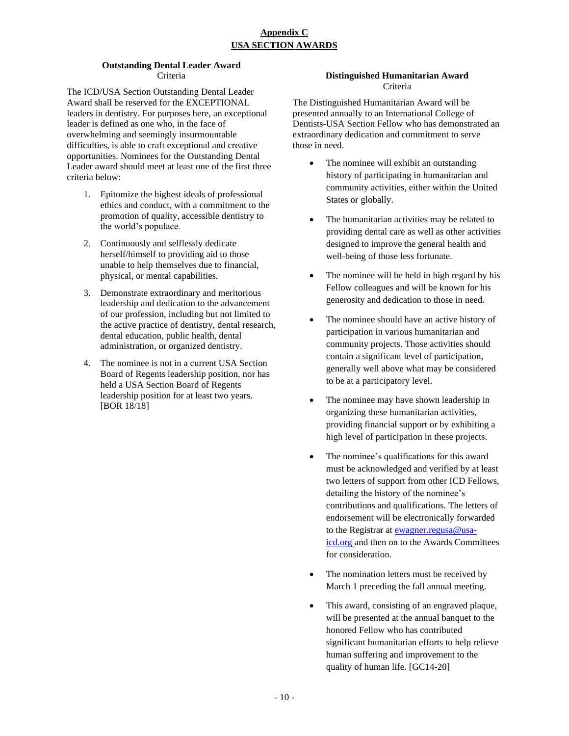## Appendix C
## USA SECTION AWARDS

### Outstanding Dental Leader Award

Criteria

The ICD/USA Section Outstanding Dental Leader Award shall be reserved for the EXCEPTIONAL leaders in dentistry. For purposes here, an exceptional leader is defined as one who, in the face of overwhelming and seemingly insurmountable difficulties, is able to craft exceptional and creative opportunities. Nominees for the Outstanding Dental Leader award should meet at least one of the first three criteria below:

1. Epitomize the highest ideals of professional ethics and conduct, with a commitment to the promotion of quality, accessible dentistry to the world's populace.
2. Continuously and selflessly dedicate herself/himself to providing aid to those unable to help themselves due to financial, physical, or mental capabilities.
3. Demonstrate extraordinary and meritorious leadership and dedication to the advancement of our profession, including but not limited to the active practice of dentistry, dental research, dental education, public health, dental administration, or organized dentistry.
4. The nominee is not in a current USA Section Board of Regents leadership position, nor has held a USA Section Board of Regents leadership position for at least two years. [BOR 18/18]

### Distinguished Humanitarian Award

Criteria

The Distinguished Humanitarian Award will be presented annually to an International College of Dentists-USA Section Fellow who has demonstrated an extraordinary dedication and commitment to serve those in need.

- The nominee will exhibit an outstanding history of participating in humanitarian and community activities, either within the United States or globally.
- The humanitarian activities may be related to providing dental care as well as other activities designed to improve the general health and well-being of those less fortunate.
- The nominee will be held in high regard by his Fellow colleagues and will be known for his generosity and dedication to those in need.
- The nominee should have an active history of participation in various humanitarian and community projects. Those activities should contain a significant level of participation, generally well above what may be considered to be at a participatory level.
- The nominee may have shown leadership in organizing these humanitarian activities, providing financial support or by exhibiting a high level of participation in these projects.
- The nominee's qualifications for this award must be acknowledged and verified by at least two letters of support from other ICD Fellows, detailing the history of the nominee's contributions and qualifications. The letters of endorsement will be electronically forwarded to the Registrar at ewagner.regusa@usa-icd.org and then on to the Awards Committees for consideration.
- The nomination letters must be received by March 1 preceding the fall annual meeting.
- This award, consisting of an engraved plaque, will be presented at the annual banquet to the honored Fellow who has contributed significant humanitarian efforts to help relieve human suffering and improvement to the quality of human life. [GC14-20]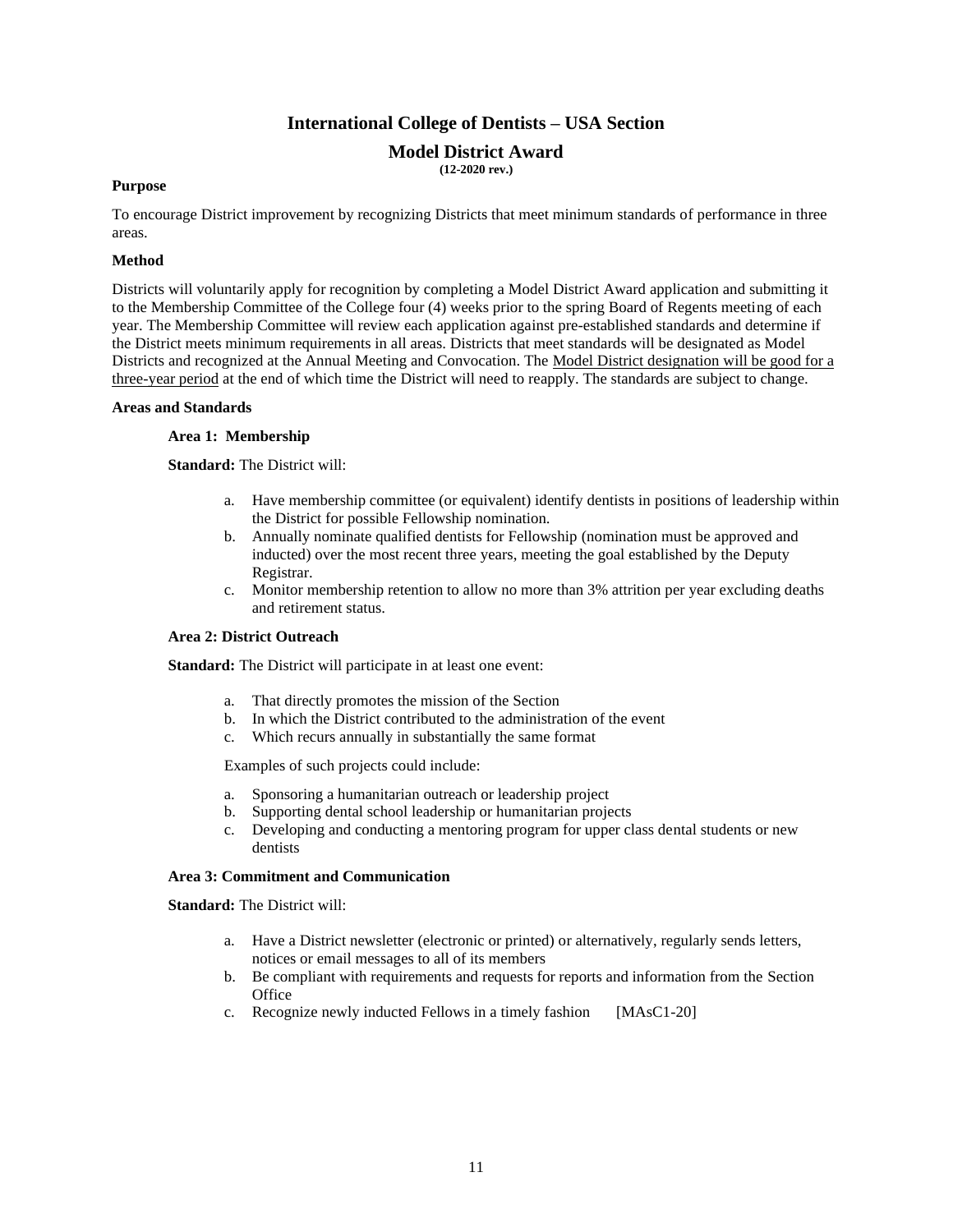# International College of Dentists – USA Section

## Model District Award

**(12-2020 rev.)**

**Purpose**

To encourage District improvement by recognizing Districts that meet minimum standards of performance in three areas.

**Method**

Districts will voluntarily apply for recognition by completing a Model District Award application and submitting it to the Membership Committee of the College four (4) weeks prior to the spring Board of Regents meeting of each year. The Membership Committee will review each application against pre-established standards and determine if the District meets minimum requirements in all areas. Districts that meet standards will be designated as Model Districts and recognized at the Annual Meeting and Convocation. The Model District designation will be good for a three-year period at the end of which time the District will need to reapply. The standards are subject to change.

**Areas and Standards**

**Area 1: Membership**

**Standard:** The District will:

a. Have membership committee (or equivalent) identify dentists in positions of leadership within the District for possible Fellowship nomination.
b. Annually nominate qualified dentists for Fellowship (nomination must be approved and inducted) over the most recent three years, meeting the goal established by the Deputy Registrar.
c. Monitor membership retention to allow no more than 3% attrition per year excluding deaths and retirement status.

**Area 2: District Outreach**

**Standard:** The District will participate in at least one event:

a. That directly promotes the mission of the Section
b. In which the District contributed to the administration of the event
c. Which recurs annually in substantially the same format

Examples of such projects could include:

a. Sponsoring a humanitarian outreach or leadership project
b. Supporting dental school leadership or humanitarian projects
c. Developing and conducting a mentoring program for upper class dental students or new dentists

**Area 3: Commitment and Communication**

**Standard:** The District will:

a. Have a District newsletter (electronic or printed) or alternatively, regularly sends letters, notices or email messages to all of its members
b. Be compliant with requirements and requests for reports and information from the Section Office
c. Recognize newly inducted Fellows in a timely fashion [MAsC1-20]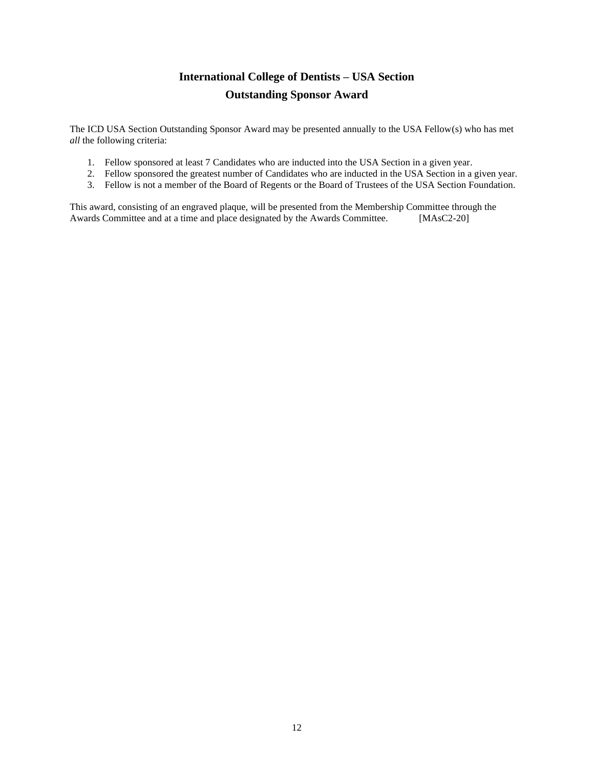# International College of Dentists – USA Section

## Outstanding Sponsor Award

The ICD USA Section Outstanding Sponsor Award may be presented annually to the USA Fellow(s) who has met *all* the following criteria:

1. Fellow sponsored at least 7 Candidates who are inducted into the USA Section in a given year.
2. Fellow sponsored the greatest number of Candidates who are inducted in the USA Section in a given year.
3. Fellow is not a member of the Board of Regents or the Board of Trustees of the USA Section Foundation.

This award, consisting of an engraved plaque, will be presented from the Membership Committee through the Awards Committee and at a time and place designated by the Awards Committee. [MAsC2-20]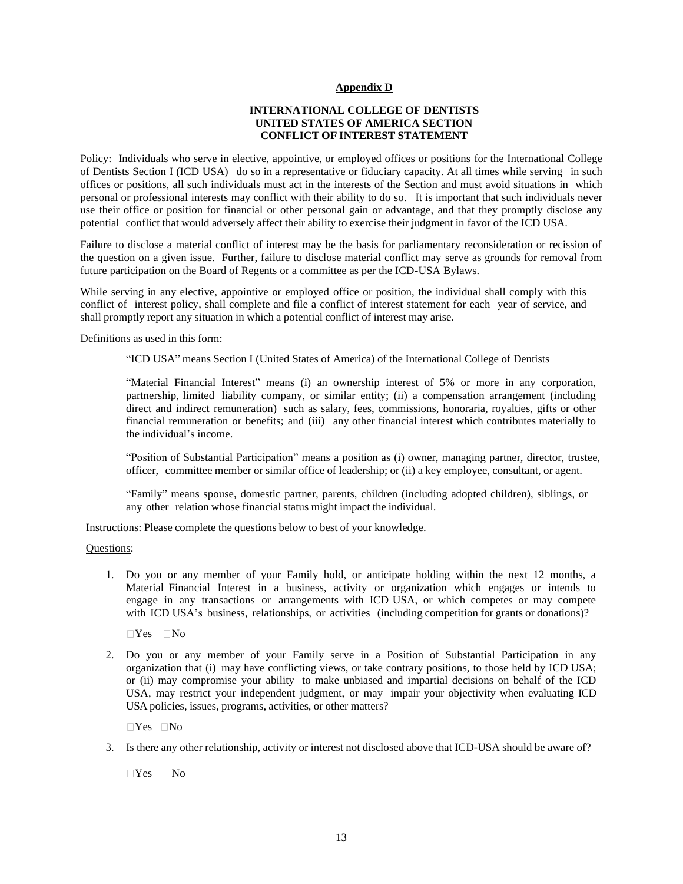**Appendix D**

**INTERNATIONAL COLLEGE OF DENTISTS**
**UNITED STATES OF AMERICA SECTION**
**CONFLICT OF INTEREST STATEMENT**

Policy: Individuals who serve in elective, appointive, or employed offices or positions for the International College of Dentists Section I (ICD USA) do so in a representative or fiduciary capacity. At all times while serving in such offices or positions, all such individuals must act in the interests of the Section and must avoid situations in which personal or professional interests may conflict with their ability to do so. It is important that such individuals never use their office or position for financial or other personal gain or advantage, and that they promptly disclose any potential conflict that would adversely affect their ability to exercise their judgment in favor of the ICD USA.

Failure to disclose a material conflict of interest may be the basis for parliamentary reconsideration or recission of the question on a given issue. Further, failure to disclose material conflict may serve as grounds for removal from future participation on the Board of Regents or a committee as per the ICD-USA Bylaws.

While serving in any elective, appointive or employed office or position, the individual shall comply with this conflict of interest policy, shall complete and file a conflict of interest statement for each year of service, and shall promptly report any situation in which a potential conflict of interest may arise.

Definitions as used in this form:

> "ICD USA" means Section I (United States of America) of the International College of Dentists
>
> "Material Financial Interest" means (i) an ownership interest of 5% or more in any corporation, partnership, limited liability company, or similar entity; (ii) a compensation arrangement (including direct and indirect remuneration) such as salary, fees, commissions, honoraria, royalties, gifts or other financial remuneration or benefits; and (iii) any other financial interest which contributes materially to the individual's income.
>
> "Position of Substantial Participation" means a position as (i) owner, managing partner, director, trustee, officer, committee member or similar office of leadership; or (ii) a key employee, consultant, or agent.
>
> "Family" means spouse, domestic partner, parents, children (including adopted children), siblings, or any other relation whose financial status might impact the individual.

Instructions: Please complete the questions below to best of your knowledge.

Questions:

1. Do you or any member of your Family hold, or anticipate holding within the next 12 months, a Material Financial Interest in a business, activity or organization which engages or intends to engage in any transactions or arrangements with ICD USA, or which competes or may compete with ICD USA's business, relationships, or activities (including competition for grants or donations)?

   ☐Yes ☐No

2. Do you or any member of your Family serve in a Position of Substantial Participation in any organization that (i) may have conflicting views, or take contrary positions, to those held by ICD USA; or (ii) may compromise your ability to make unbiased and impartial decisions on behalf of the ICD USA, may restrict your independent judgment, or may impair your objectivity when evaluating ICD USA policies, issues, programs, activities, or other matters?

   ☐Yes ☐No

3. Is there any other relationship, activity or interest not disclosed above that ICD-USA should be aware of?

   ☐Yes ☐No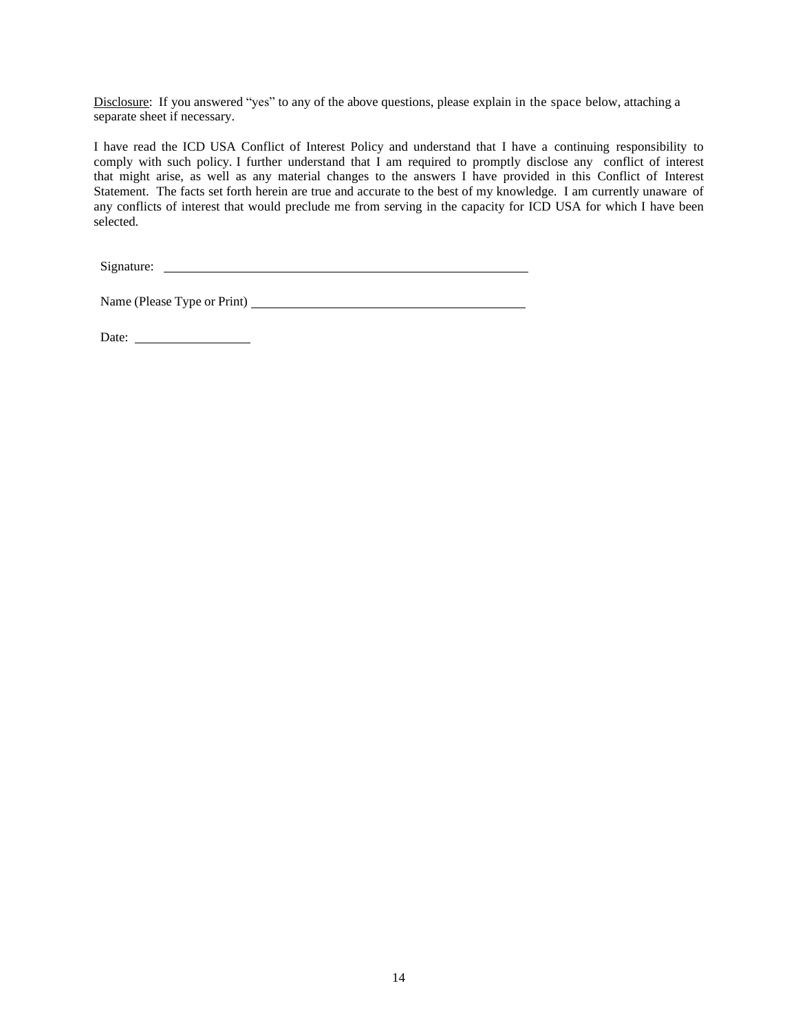<u>Disclosure</u>: If you answered "yes" to any of the above questions, please explain in the space below, attaching a separate sheet if necessary.

I have read the ICD USA Conflict of Interest Policy and understand that I have a continuing responsibility to comply with such policy. I further understand that I am required to promptly disclose any conflict of interest that might arise, as well as any material changes to the answers I have provided in this Conflict of Interest Statement. The facts set forth herein are true and accurate to the best of my knowledge. I am currently unaware of any conflicts of interest that would preclude me from serving in the capacity for ICD USA for which I have been selected.

Signature: ______________________________________________

Name (Please Type or Print) __________________________________

Date: ________________